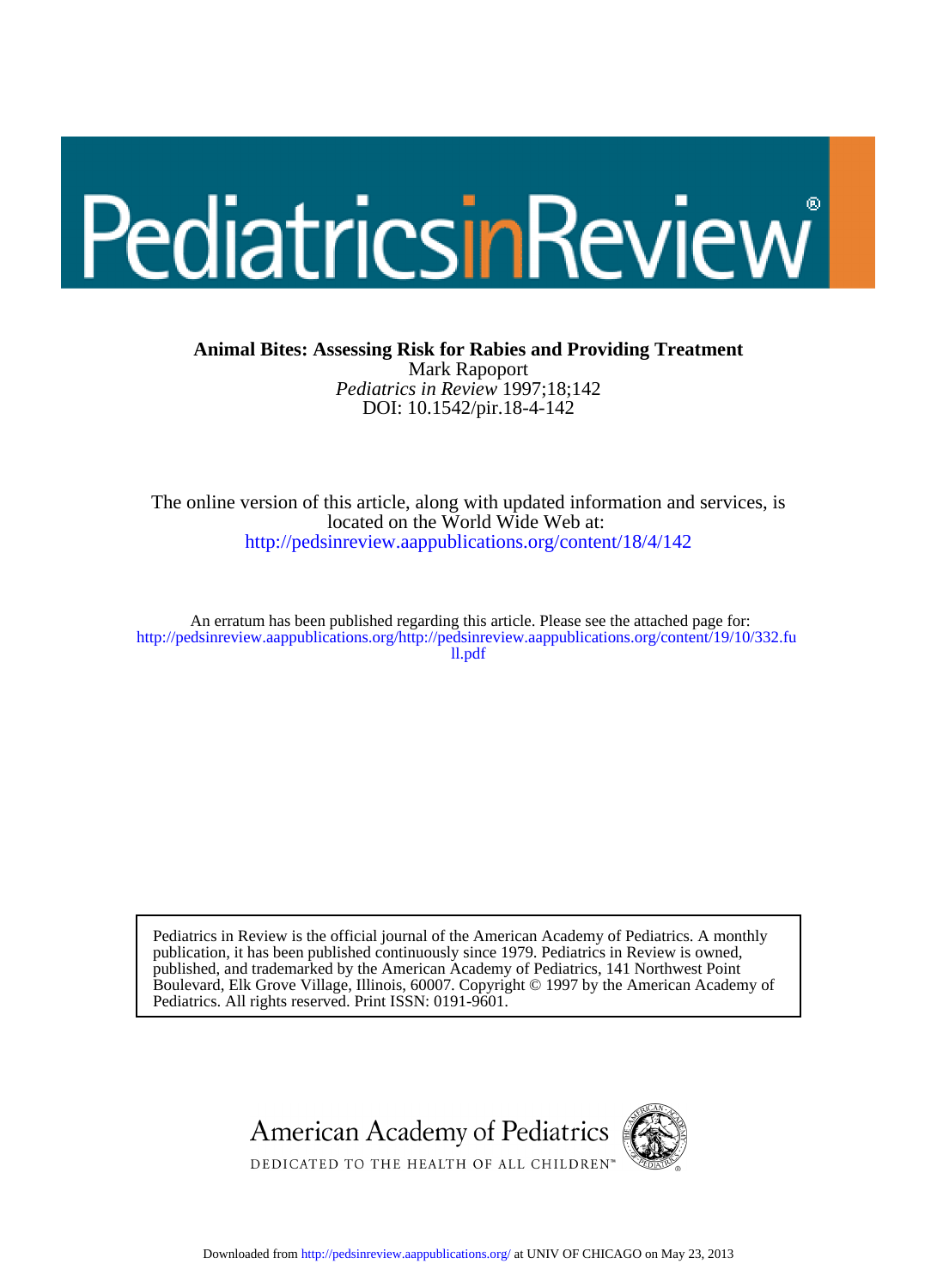# PediatricsinReview

**Animal Bites: Assessing Risk for Rabies and Providing Treatment**

Mark Rapoport

*Pediatrics in Review* 1997;18;142

DOI: 10.1542/pir.18-4-142

The online version of this article, along with updated information and services, is located on the World Wide Web at:

http://pedsinreview.aappublications.org/content/18/4/142

An erratum has been published regarding this article. Please see the attached page for:

http://pedsinreview.aappublications.org/http://pedsinreview.aappublications.org/content/19/10/332.full.pdf

Pediatrics in Review is the official journal of the American Academy of Pediatrics. A monthly publication, it has been published continuously since 1979. Pediatrics in Review is owned, published, and trademarked by the American Academy of Pediatrics, 141 Northwest Point Boulevard, Elk Grove Village, Illinois, 60007. Copyright © 1997 by the American Academy of Pediatrics. All rights reserved. Print ISSN: 0191-9601.

American Academy of Pediatrics

DEDICATED TO THE HEALTH OF ALL CHILDREN™

Downloaded from http://pedsinreview.aappublications.org/ at UNIV OF CHICAGO on May 23, 2013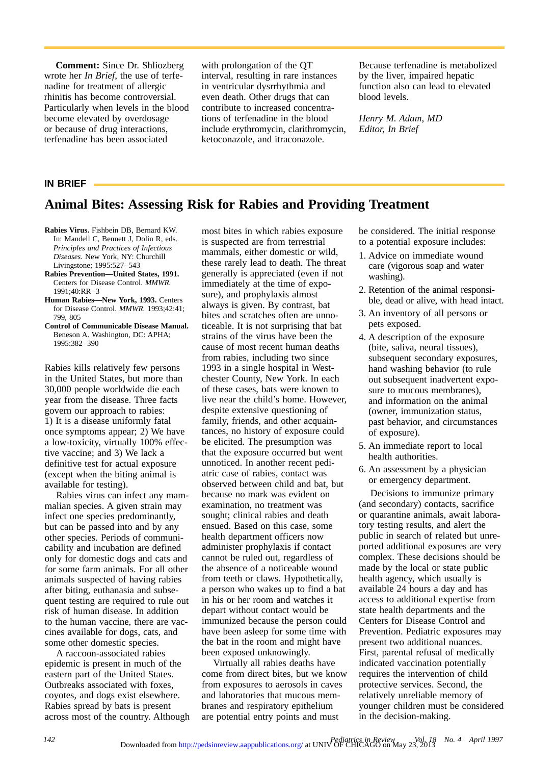**Comment:** Since Dr. Shliozberg wrote her *In Brief*, the use of terfenadine for treatment of allergic rhinitis has become controversial. Particularly when levels in the blood become elevated by overdosage or because of drug interactions, terfenadine has been associated with prolongation of the QT interval, resulting in rare instances in ventricular dysrhythmia and even death. Other drugs that can contribute to increased concentrations of terfenadine in the blood include erythromycin, clarithromycin, ketoconazole, and itraconazole. Because terfenadine is metabolized by the liver, impaired hepatic function also can lead to elevated blood levels.

*Henry M. Adam, MD*
*Editor, In Brief*

**IN BRIEF**

# Animal Bites: Assessing Risk for Rabies and Providing Treatment

**Rabies Virus.** Fishbein DB, Bernard KW. In: Mandell C, Bennett J, Dolin R, eds. *Principles and Practices of Infectious Diseases.* New York, NY: Churchill Livingstone; 1995:527–543

**Rabies Prevention—United States, 1991.** Centers for Disease Control. *MMWR.* 1991;40:RR–3

**Human Rabies—New York, 1993.** Centers for Disease Control. *MMWR.* 1993;42:41; 799, 805

**Control of Communicable Disease Manual.** Beneson A. Washington, DC: APHA; 1995:382–390

Rabies kills relatively few persons in the United States, but more than 30,000 people worldwide die each year from the disease. Three facts govern our approach to rabies: 1) It is a disease uniformly fatal once symptoms appear; 2) We have a low-toxicity, virtually 100% effective vaccine; and 3) We lack a definitive test for actual exposure (except when the biting animal is available for testing).

Rabies virus can infect any mammalian species. A given strain may infect one species predominantly, but can be passed into and by any other species. Periods of communicability and incubation are defined only for domestic dogs and cats and for some farm animals. For all other animals suspected of having rabies after biting, euthanasia and subsequent testing are required to rule out risk of human disease. In addition to the human vaccine, there are vaccines available for dogs, cats, and some other domestic species.

A raccoon-associated rabies epidemic is present in much of the eastern part of the United States. Outbreaks associated with foxes, coyotes, and dogs exist elsewhere. Rabies spread by bats is present across most of the country. Although most bites in which rabies exposure is suspected are from terrestrial mammals, either domestic or wild, these rarely lead to death. The threat generally is appreciated (even if not immediately at the time of exposure), and prophylaxis almost always is given. By contrast, bat bites and scratches often are unnoticeable. It is not surprising that bat strains of the virus have been the cause of most recent human deaths from rabies, including two since 1993 in a single hospital in Westchester County, New York. In each of these cases, bats were known to live near the child's home. However, despite extensive questioning of family, friends, and other acquaintances, no history of exposure could be elicited. The presumption was that the exposure occurred but went unnoticed. In another recent pediatric case of rabies, contact was observed between child and bat, but because no mark was evident on examination, no treatment was sought; clinical rabies and death ensued. Based on this case, some health department officers now administer prophylaxis if contact cannot be ruled out, regardless of the absence of a noticeable wound from teeth or claws. Hypothetically, a person who wakes up to find a bat in his or her room and watches it depart without contact would be immunized because the person could have been asleep for some time with the bat in the room and might have been exposed unknowingly.

Virtually all rabies deaths have come from direct bites, but we know from exposures to aerosols in caves and laboratories that mucous membranes and respiratory epithelium are potential entry points and must be considered. The initial response to a potential exposure includes:

1. Advice on immediate wound care (vigorous soap and water washing).
2. Retention of the animal responsible, dead or alive, with head intact.
3. An inventory of all persons or pets exposed.
4. A description of the exposure (bite, saliva, neural tissues), subsequent secondary exposures, hand washing behavior (to rule out subsequent inadvertent exposure to mucous membranes), and information on the animal (owner, immunization status, past behavior, and circumstances of exposure).
5. An immediate report to local health authorities.
6. An assessment by a physician or emergency department.

Decisions to immunize primary (and secondary) contacts, sacrifice or quarantine animals, await laboratory testing results, and alert the public in search of related but unreported additional exposures are very complex. These decisions should be made by the local or state public health agency, which usually is available 24 hours a day and has access to additional expertise from state health departments and the Centers for Disease Control and Prevention. Pediatric exposures may present two additional nuances. First, parental refusal of medically indicated vaccination potentially requires the intervention of child protective services. Second, the relatively unreliable memory of younger children must be considered in the decision-making.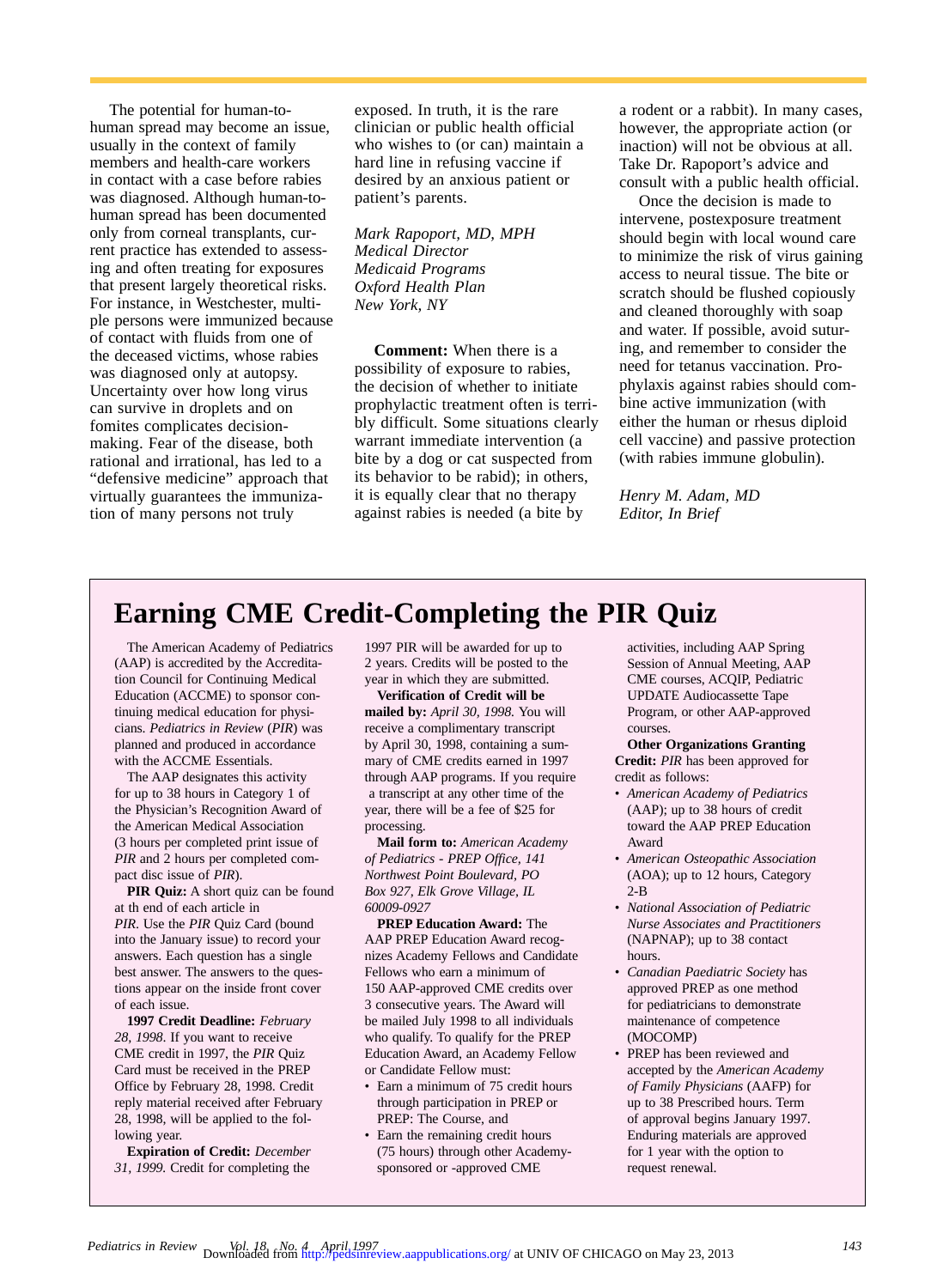The potential for human-to-human spread may become an issue, usually in the context of family members and health-care workers in contact with a case before rabies was diagnosed. Although human-to-human spread has been documented only from corneal transplants, current practice has extended to assessing and often treating for exposures that present largely theoretical risks. For instance, in Westchester, multiple persons were immunized because of contact with fluids from one of the deceased victims, whose rabies was diagnosed only at autopsy. Uncertainty over how long virus can survive in droplets and on fomites complicates decision-making. Fear of the disease, both rational and irrational, has led to a "defensive medicine" approach that virtually guarantees the immunization of many persons not truly exposed. In truth, it is the rare clinician or public health official who wishes to (or can) maintain a hard line in refusing vaccine if desired by an anxious patient or patient's parents.

*Mark Rapoport, MD, MPH*
*Medical Director*
*Medicaid Programs*
*Oxford Health Plan*
*New York, NY*

**Comment:** When there is a possibility of exposure to rabies, the decision of whether to initiate prophylactic treatment often is terribly difficult. Some situations clearly warrant immediate intervention (a bite by a dog or cat suspected from its behavior to be rabid); in others, it is equally clear that no therapy against rabies is needed (a bite by a rodent or a rabbit). In many cases, however, the appropriate action (or inaction) will not be obvious at all. Take Dr. Rapoport's advice and consult with a public health official.

Once the decision is made to intervene, postexposure treatment should begin with local wound care to minimize the risk of virus gaining access to neural tissue. The bite or scratch should be flushed copiously and cleaned thoroughly with soap and water. If possible, avoid suturing, and remember to consider the need for tetanus vaccination. Prophylaxis against rabies should combine active immunization (with either the human or rhesus diploid cell vaccine) and passive protection (with rabies immune globulin).

*Henry M. Adam, MD*
*Editor, In Brief*

# Earning CME Credit-Completing the PIR Quiz

The American Academy of Pediatrics (AAP) is accredited by the Accreditation Council for Continuing Medical Education (ACCME) to sponsor continuing medical education for physicians. *Pediatrics in Review* (*PIR*) was planned and produced in accordance with the ACCME Essentials.

The AAP designates this activity for up to 38 hours in Category 1 of the Physician's Recognition Award of the American Medical Association (3 hours per completed print issue of *PIR* and 2 hours per completed compact disc issue of *PIR*).

**PIR Quiz:** A short quiz can be found at th end of each article in *PIR*. Use the *PIR* Quiz Card (bound into the January issue) to record your answers. Each question has a single best answer. The answers to the questions appear on the inside front cover of each issue.

**1997 Credit Deadline:** *February 28, 1998*. If you want to receive CME credit in 1997, the *PIR* Quiz Card must be received in the PREP Office by February 28, 1998. Credit reply material received after February 28, 1998, will be applied to the following year.

**Expiration of Credit:** *December 31, 1999.* Credit for completing the 1997 PIR will be awarded for up to 2 years. Credits will be posted to the year in which they are submitted.

**Verification of Credit will be mailed by:** *April 30, 1998.* You will receive a complimentary transcript by April 30, 1998, containing a summary of CME credits earned in 1997 through AAP programs. If you require a transcript at any other time of the year, there will be a fee of $25 for processing.

**Mail form to:** *American Academy of Pediatrics - PREP Office, 141 Northwest Point Boulevard, PO Box 927, Elk Grove Village, IL 60009-0927*

**PREP Education Award:** The AAP PREP Education Award recognizes Academy Fellows and Candidate Fellows who earn a minimum of 150 AAP-approved CME credits over 3 consecutive years. The Award will be mailed July 1998 to all individuals who qualify. To qualify for the PREP Education Award, an Academy Fellow or Candidate Fellow must:

- Earn a minimum of 75 credit hours through participation in PREP or PREP: The Course, and
- Earn the remaining credit hours (75 hours) through other Academy-sponsored or -approved CME activities, including AAP Spring Session of Annual Meeting, AAP CME courses, ACQIP, Pediatric UPDATE Audiocassette Tape Program, or other AAP-approved courses.

**Other Organizations Granting Credit:** *PIR* has been approved for credit as follows:

- *American Academy of Pediatrics* (AAP); up to 38 hours of credit toward the AAP PREP Education Award
- *American Osteopathic Association* (AOA); up to 12 hours, Category 2-B
- *National Association of Pediatric Nurse Associates and Practitioners* (NAPNAP); up to 38 contact hours.
- *Canadian Paediatric Society* has approved PREP as one method for pediatricians to demonstrate maintenance of competence (MOCOMP)
- PREP has been reviewed and accepted by the *American Academy of Family Physicians* (AAFP) for up to 38 Prescribed hours. Term of approval begins January 1997. Enduring materials are approved for 1 year with the option to request renewal.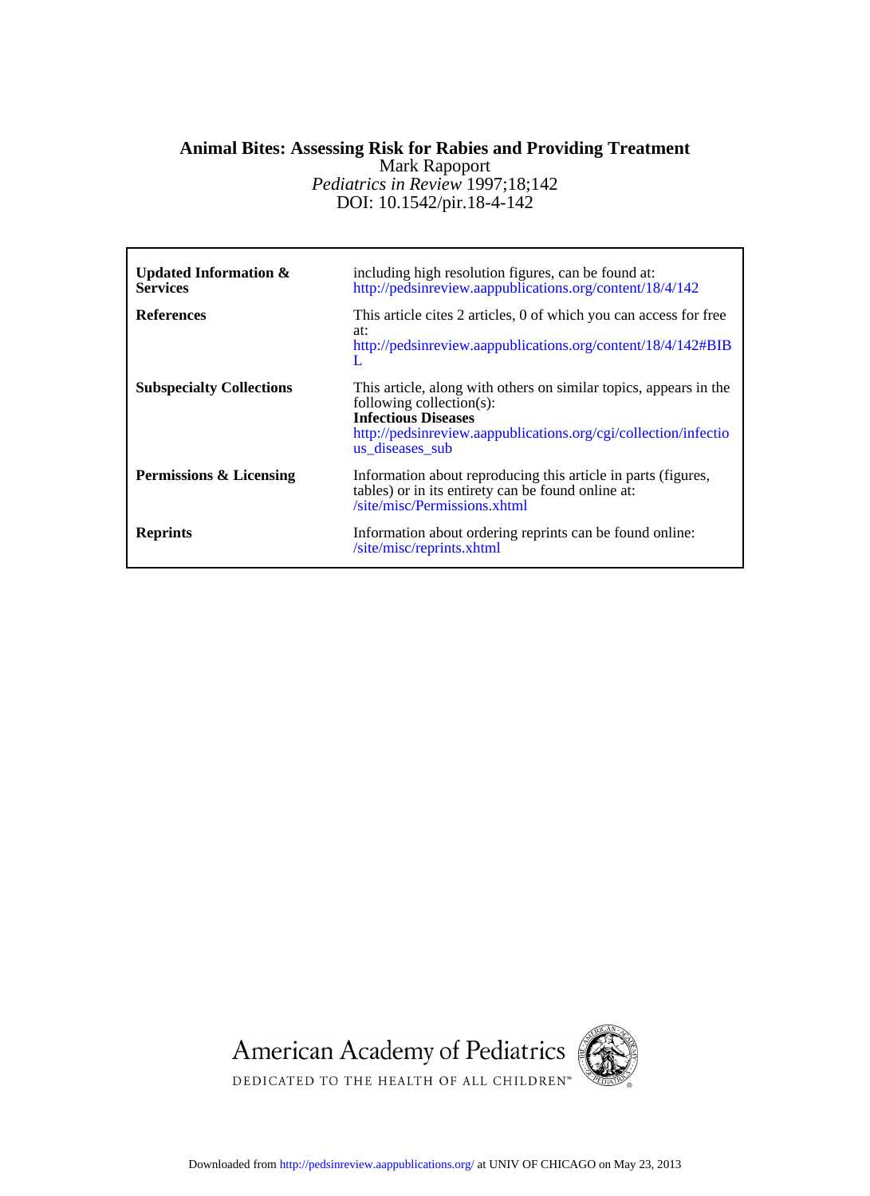# Animal Bites: Assessing Risk for Rabies and Providing Treatment

Mark Rapoport

*Pediatrics in Review* 1997;18;142

DOI: 10.1542/pir.18-4-142

| | |
|---|---|
| **Updated Information & Services** | including high resolution figures, can be found at: http://pedsinreview.aappublications.org/content/18/4/142 |
| **References** | This article cites 2 articles, 0 of which you can access for free at: http://pedsinreview.aappublications.org/content/18/4/142#BIBL |
| **Subspecialty Collections** | This article, along with others on similar topics, appears in the following collection(s): **Infectious Diseases** http://pedsinreview.aappublications.org/cgi/collection/infectious_diseases_sub |
| **Permissions & Licensing** | Information about reproducing this article in parts (figures, tables) or in its entirety can be found online at: /site/misc/Permissions.xhtml |
| **Reprints** | Information about ordering reprints can be found online: /site/misc/reprints.xhtml |

American Academy of Pediatrics

DEDICATED TO THE HEALTH OF ALL CHILDREN™

Downloaded from http://pedsinreview.aappublications.org/ at UNIV OF CHICAGO on May 23, 2013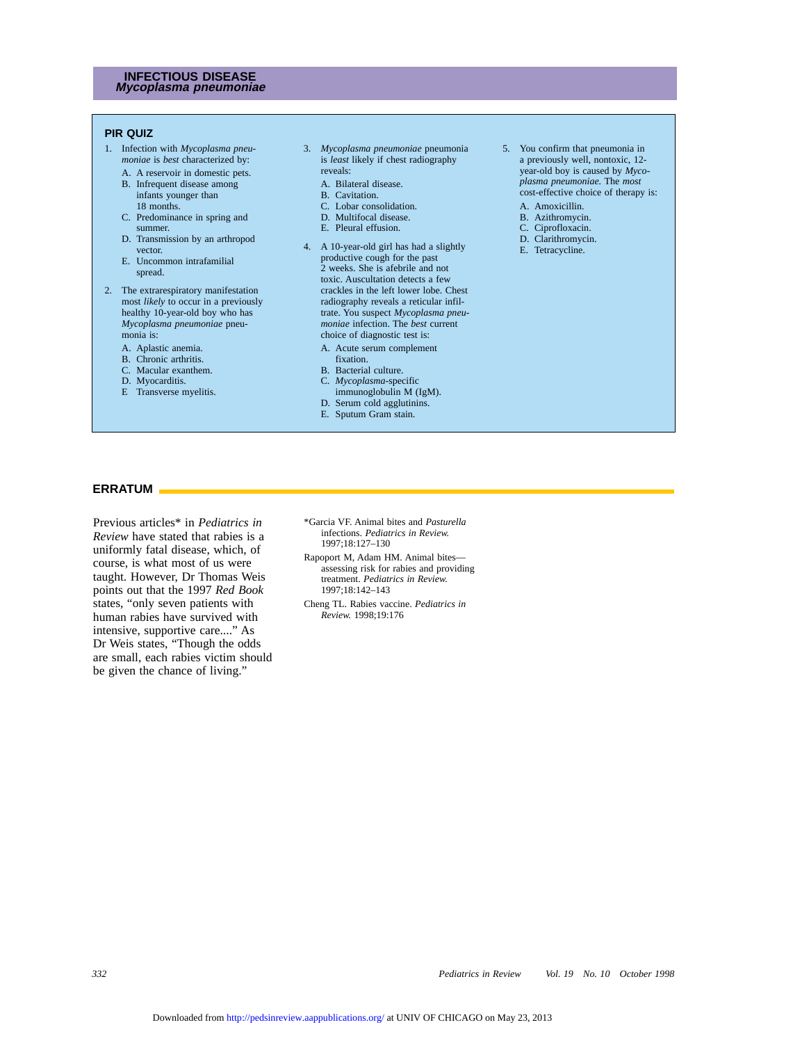# INFECTIOUS DISEASE
## *Mycoplasma pneumoniae*

### PIR QUIZ

1. Infection with *Mycoplasma pneumoniae* is *best* characterized by:
   - A. A reservoir in domestic pets.
   - B. Infrequent disease among infants younger than 18 months.
   - C. Predominance in spring and summer.
   - D. Transmission by an arthropod vector.
   - E. Uncommon intrafamilial spread.

2. The extrarespiratory manifestation most *likely* to occur in a previously healthy 10-year-old boy who has *Mycoplasma pneumoniae* pneumonia is:
   - A. Aplastic anemia.
   - B. Chronic arthritis.
   - C. Macular exanthem.
   - D. Myocarditis.
   - E Transverse myelitis.

3. *Mycoplasma pneumoniae* pneumonia is *least* likely if chest radiography reveals:
   - A. Bilateral disease.
   - B. Cavitation.
   - C. Lobar consolidation.
   - D. Multifocal disease.
   - E. Pleural effusion.

4. A 10-year-old girl has had a slightly productive cough for the past 2 weeks. She is afebrile and not toxic. Auscultation detects a few crackles in the left lower lobe. Chest radiography reveals a reticular infiltrate. You suspect *Mycoplasma pneumoniae* infection. The *best* current choice of diagnostic test is:
   - A. Acute serum complement fixation.
   - B. Bacterial culture.
   - C. *Mycoplasma*-specific immunoglobulin M (IgM).
   - D. Serum cold agglutinins.
   - E. Sputum Gram stain.

5. You confirm that pneumonia in a previously well, nontoxic, 12-year-old boy is caused by *Mycoplasma pneumoniae.* The *most* cost-effective choice of therapy is:
   - A. Amoxicillin.
   - B. Azithromycin.
   - C. Ciprofloxacin.
   - D. Clarithromycin.
   - E. Tetracycline.

## ERRATUM

Previous articles* in *Pediatrics in Review* have stated that rabies is a uniformly fatal disease, which, of course, is what most of us were taught. However, Dr Thomas Weis points out that the 1997 *Red Book* states, "only seven patients with human rabies have survived with intensive, supportive care...." As Dr Weis states, "Though the odds are small, each rabies victim should be given the chance of living."

*Garcia VF. Animal bites and *Pasturella* infections. *Pediatrics in Review.* 1997;18:127–130

Rapoport M, Adam HM. Animal bites—assessing risk for rabies and providing treatment. *Pediatrics in Review.* 1997;18:142–143

Cheng TL. Rabies vaccine. *Pediatrics in Review.* 1998;19:176